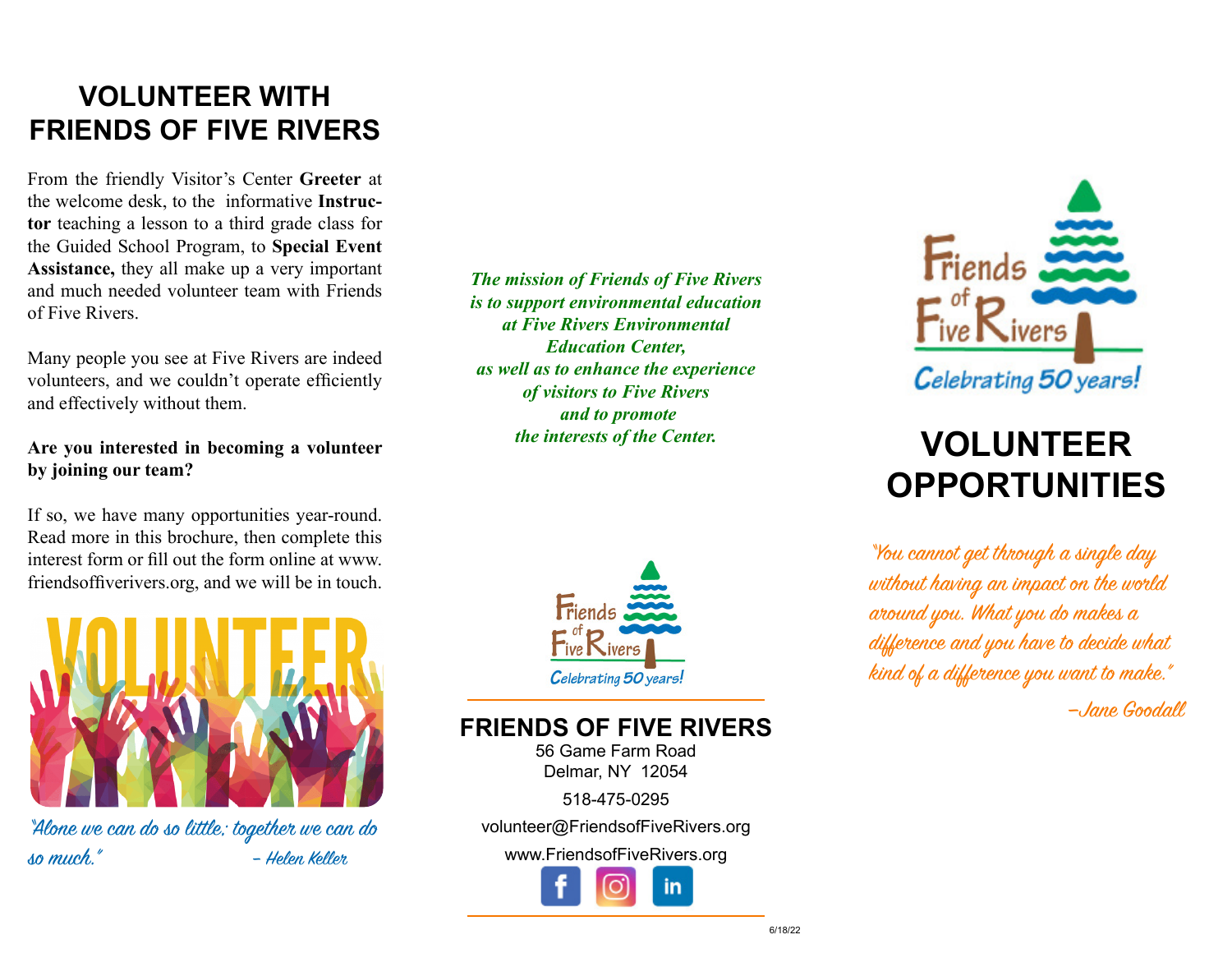# VOLUNTEER WITH FRIENDS OF FIVE RIVERS

From the friendly Visitor's Center **Greeter** at the welcome desk, to the informative **Instructor** teaching a lesson to a third grade class for the Guided School Program, to **Special Event Assistance,** they all make up a very important and much needed volunteer team with Friends of Five Rivers.

Many people you see at Five Rivers are indeed volunteers, and we couldn't operate efficiently and effectively without them.

**Are you interested in becoming a volunteer by joining our team?**

If so, we have many opportunities year-round. Read more in this brochure, then complete this interest form or fill out the form online at www.friendsoffiverivers.org, and we will be in touch.

VOLUNTEER

*"Alone we can do so little; together we can do so much."* – Helen Keller

***The mission of Friends of Five Rivers is to support environmental education at Five Rivers Environmental Education Center, as well as to enhance the experience of visitors to Five Rivers and to promote the interests of the Center.***

Friends of Five Rivers
Celebrating 50 years!

## FRIENDS OF FIVE RIVERS

56 Game Farm Road
Delmar, NY 12054

518-475-0295

volunteer@FriendsofFiveRivers.org

www.FriendsofFiveRivers.org

6/18/22

Friends of Five Rivers
Celebrating 50 years!

# VOLUNTEER OPPORTUNITIES

*"You cannot get through a single day without having an impact on the world around you. What you do makes a difference and you have to decide what kind of a difference you want to make."*

—Jane Goodall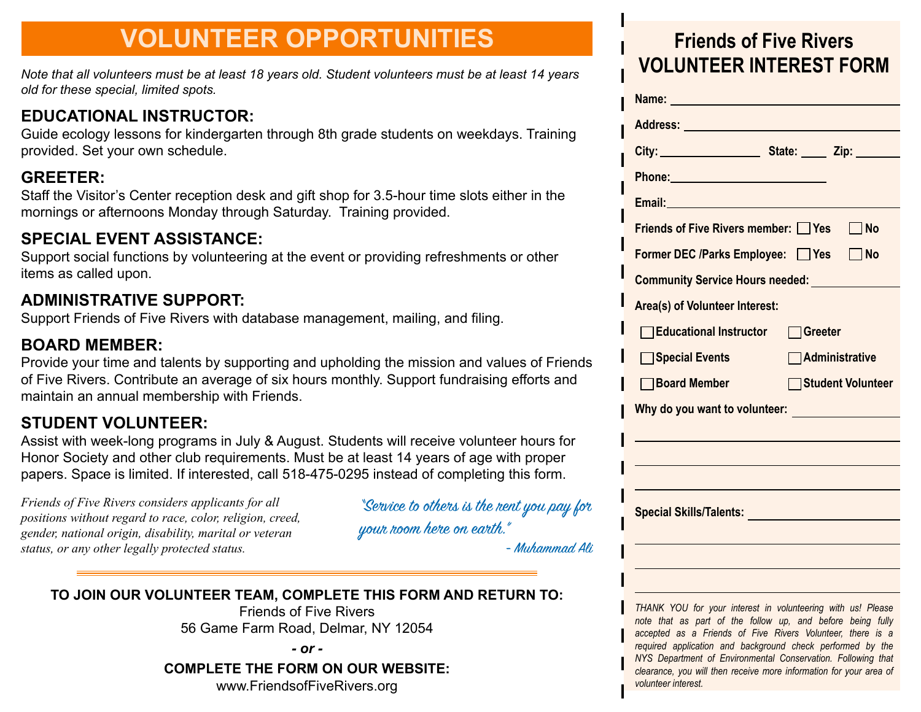# VOLUNTEER OPPORTUNITIES

*Note that all volunteers must be at least 18 years old. Student volunteers must be at least 14 years old for these special, limited spots.*

## EDUCATIONAL INSTRUCTOR:

Guide ecology lessons for kindergarten through 8th grade students on weekdays. Training provided. Set your own schedule.

## GREETER:

Staff the Visitor's Center reception desk and gift shop for 3.5-hour time slots either in the mornings or afternoons Monday through Saturday. Training provided.

## SPECIAL EVENT ASSISTANCE:

Support social functions by volunteering at the event or providing refreshments or other items as called upon.

## ADMINISTRATIVE SUPPORT:

Support Friends of Five Rivers with database management, mailing, and filing.

## BOARD MEMBER:

Provide your time and talents by supporting and upholding the mission and values of Friends of Five Rivers. Contribute an average of six hours monthly. Support fundraising efforts and maintain an annual membership with Friends.

## STUDENT VOLUNTEER:

Assist with week-long programs in July & August. Students will receive volunteer hours for Honor Society and other club requirements. Must be at least 14 years of age with proper papers. Space is limited. If interested, call 518-475-0295 instead of completing this form.

*Friends of Five Rivers considers applicants for all positions without regard to race, color, religion, creed, gender, national origin, disability, marital or veteran status, or any other legally protected status.*

*"Service to others is the rent you pay for your room here on earth."*
*- Muhammad Ali*

**TO JOIN OUR VOLUNTEER TEAM, COMPLETE THIS FORM AND RETURN TO:**

Friends of Five Rivers
56 Game Farm Road, Delmar, NY 12054

***- or -***

**COMPLETE THE FORM ON OUR WEBSITE:**

www.FriendsofFiveRivers.org

# Friends of Five Rivers VOLUNTEER INTEREST FORM

**Name:** ____________________

**Address:** ____________________

**City:** __________ **State:** ____ **Zip:** ______

**Phone:** ____________________

**Email:** ____________________

**Friends of Five Rivers member:** ☐ Yes ☐ No

**Former DEC /Parks Employee:** ☐ Yes ☐ No

**Community Service Hours needed:** __________

**Area(s) of Volunteer Interest:**

☐ Educational Instructor ☐ Greeter

☐ Special Events ☐ Administrative

☐ Board Member ☐ Student Volunteer

**Why do you want to volunteer:** ____________________

____________________

____________________

____________________

**Special Skills/Talents:** ____________________

____________________

____________________

____________________

*THANK YOU for your interest in volunteering with us! Please note that as part of the follow up, and before being fully accepted as a Friends of Five Rivers Volunteer, there is a required application and background check performed by the NYS Department of Environmental Conservation. Following that clearance, you will then receive more information for your area of volunteer interest.*